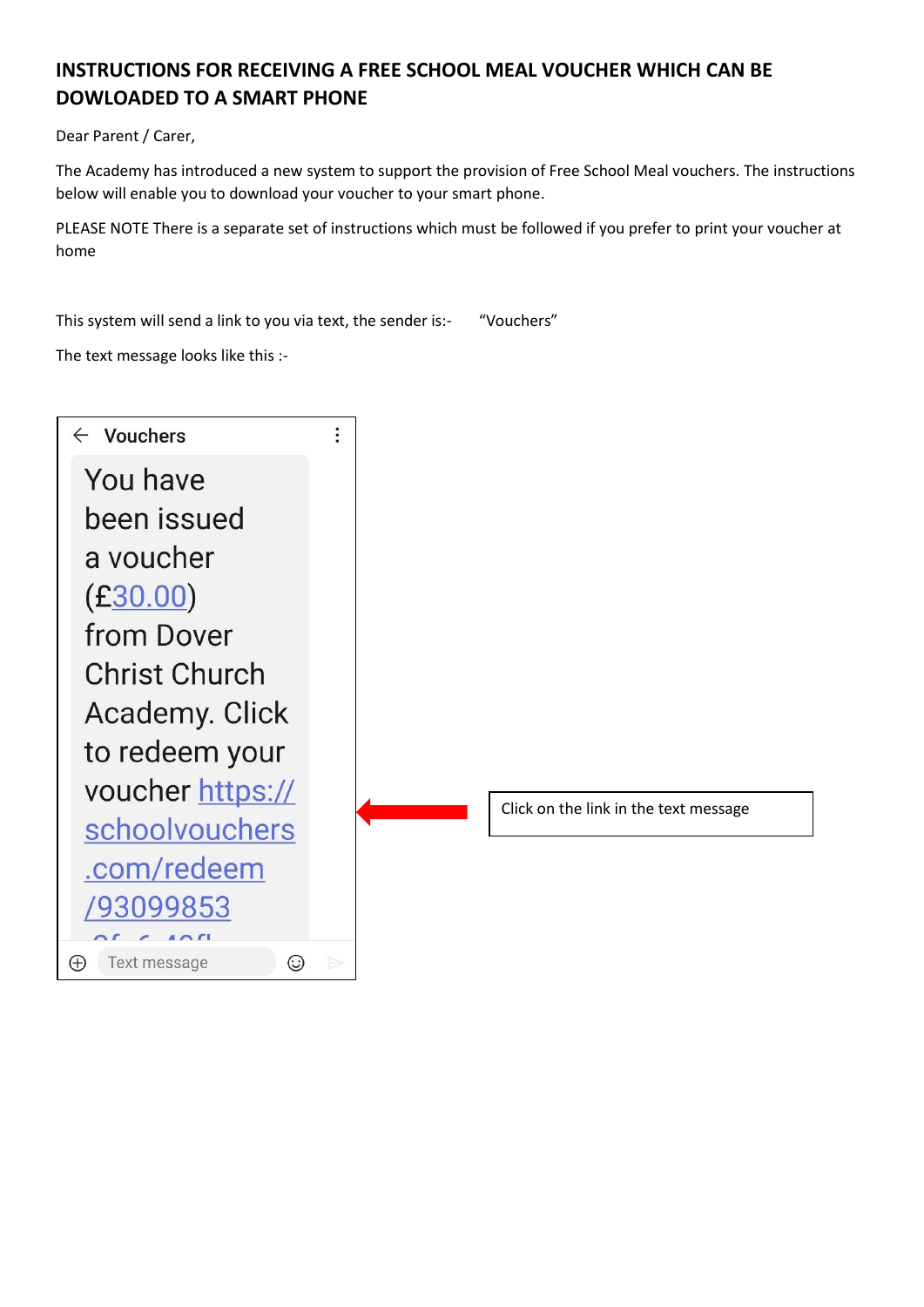# INSTRUCTIONS FOR RECEIVING A FREE SCHOOL MEAL VOUCHER WHICH CAN BE DOWLOADED TO A SMART PHONE

Dear Parent / Carer,

The Academy has introduced a new system to support the provision of Free School Meal vouchers. The instructions below will enable you to download your voucher to your smart phone.

PLEASE NOTE There is a separate set of instructions which must be followed if you prefer to print your voucher at home

This system will send a link to you via text, the sender is:- "Vouchers"

The text message looks like this :-

Vouchers

You have been issued a voucher (£30.00) from Dover Christ Church Academy. Click to redeem your voucher https://schoolvouchers.com/redeem/93099853

Text message

Click on the link in the text message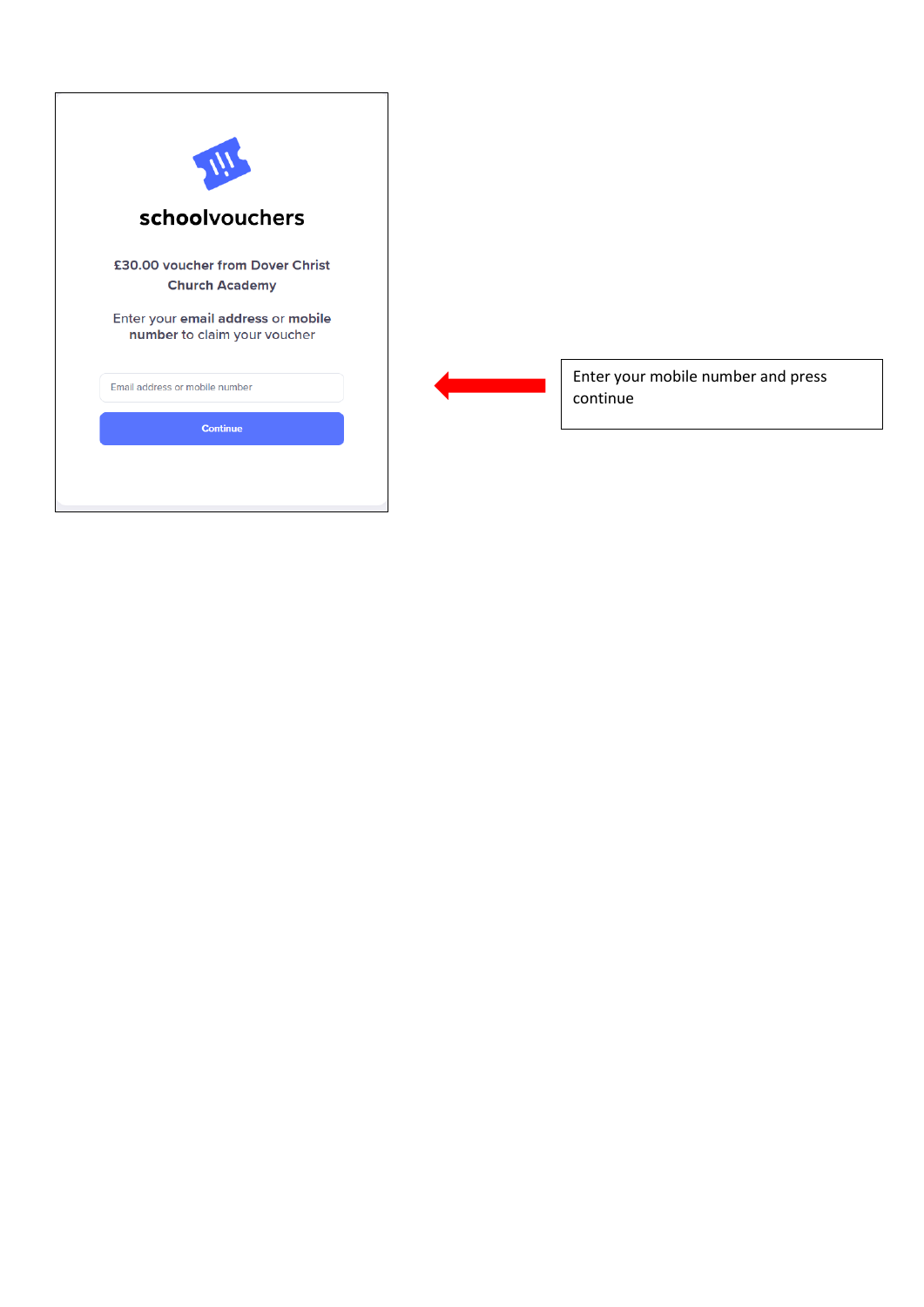schoolvouchers

£30.00 voucher from Dover Christ Church Academy

Enter your **email address** or **mobile number** to claim your voucher

Email address or mobile number

Continue

Enter your mobile number and press continue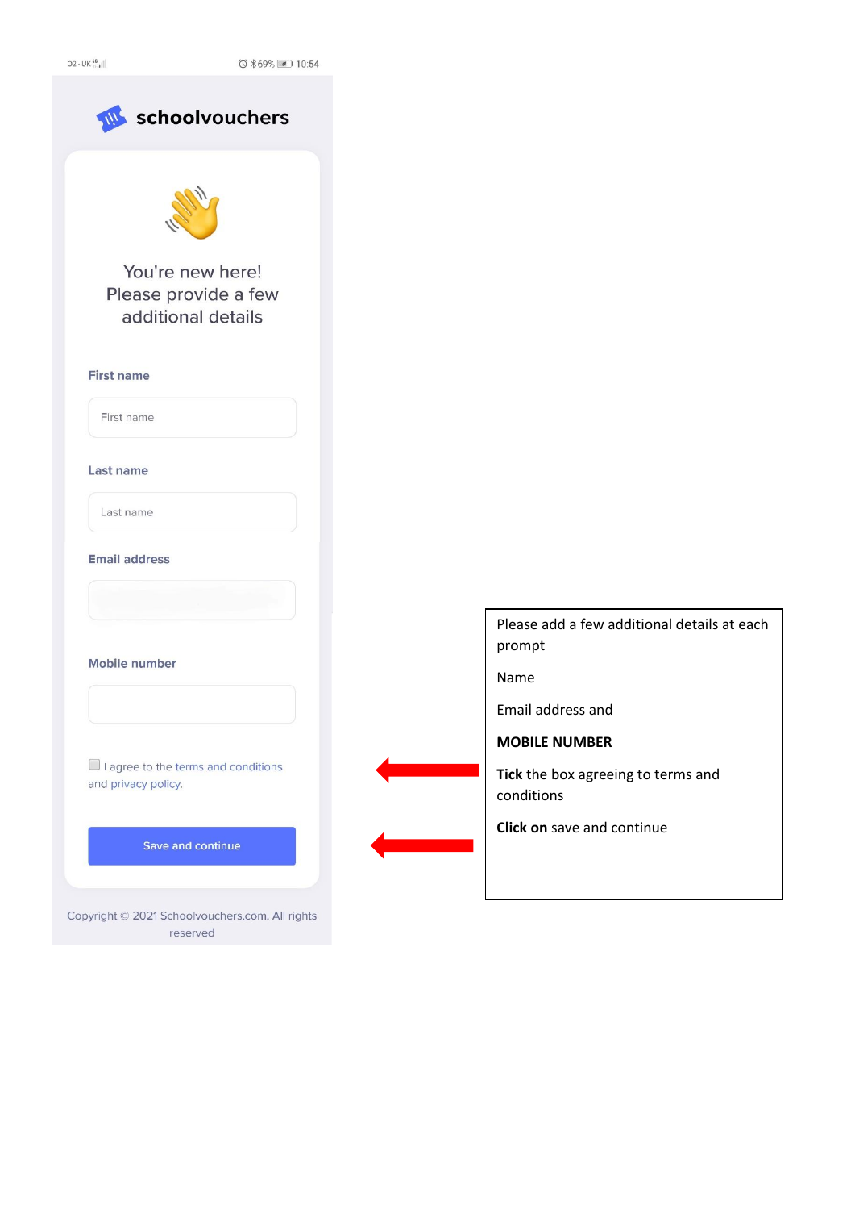schoolvouchers

You're new here!
Please provide a few additional details

First name

First name

Last name

Last name

Email address

Mobile number

I agree to the terms and conditions and privacy policy.

Save and continue

Copyright © 2021 Schoolvouchers.com. All rights reserved

Please add a few additional details at each prompt

Name

Email address and

**MOBILE NUMBER**

**Tick** the box agreeing to terms and conditions

**Click on** save and continue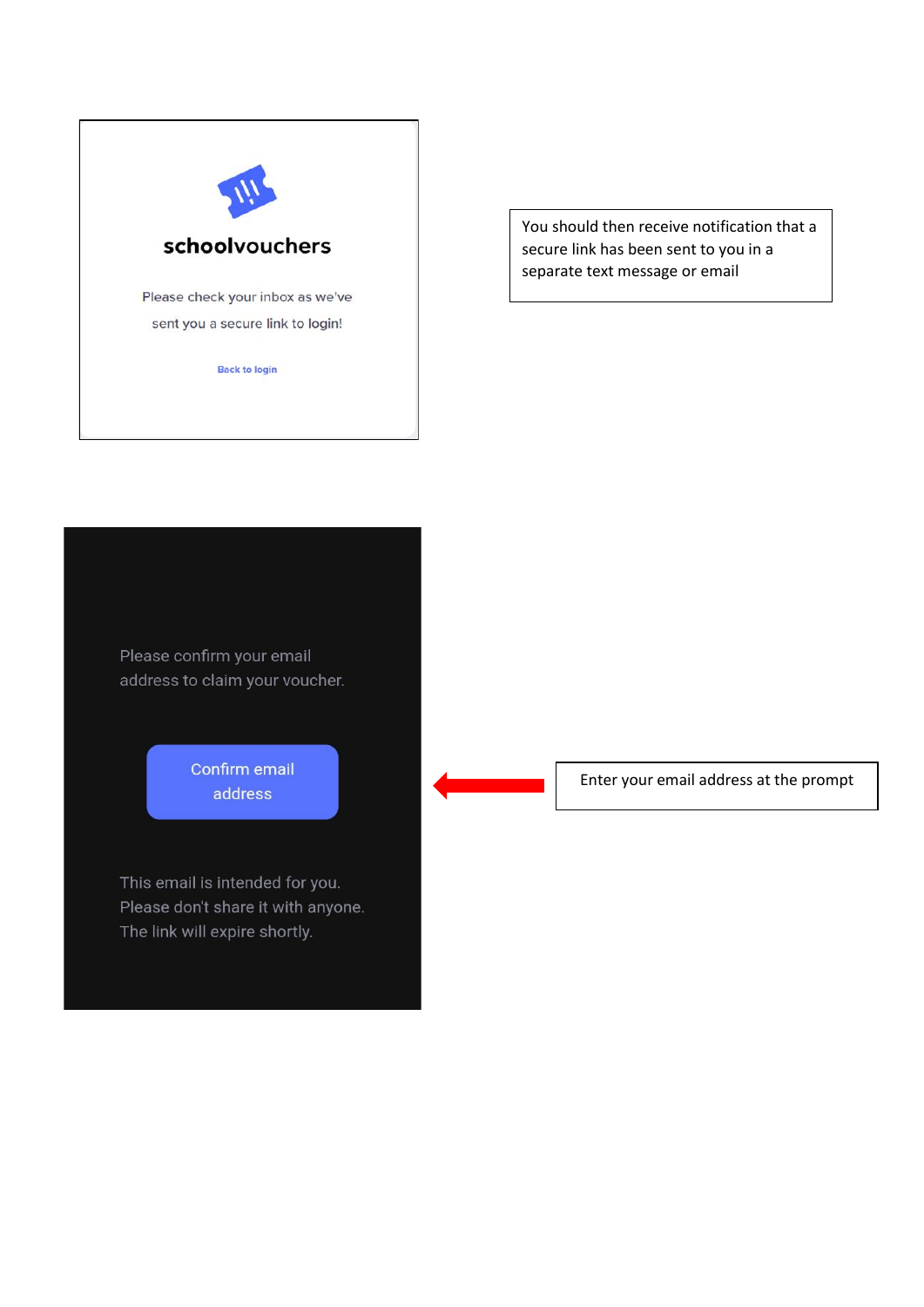**schoolvouchers**

Please check your inbox as we've sent you a secure link to login!

Back to login

You should then receive notification that a secure link has been sent to you in a separate text message or email

Please confirm your email address to claim your voucher.

Confirm email address

This email is intended for you. Please don't share it with anyone. The link will expire shortly.

Enter your email address at the prompt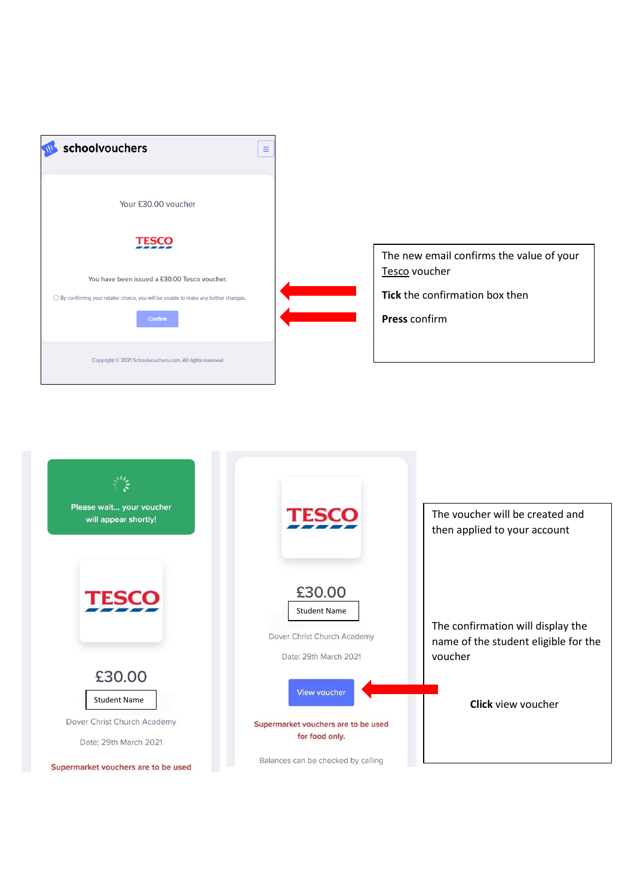schoolvouchers

Your £30.00 voucher

TESCO

You have been issued a £30.00 Tesco voucher.

By confirming your retailer choice, you will be unable to make any further changes.

Confirm

Copyright © 2021 Schoolvouchers.com. All rights reserved

The new email confirms the value of your Tesco voucher

**Tick** the confirmation box then

**Press** confirm

Please wait... your voucher will appear shortly!

TESCO

£30.00

Student Name

Dover Christ Church Academy

Date: 29th March 2021

Supermarket vouchers are to be used

TESCO

£30.00

Student Name

Dover Christ Church Academy

Date: 29th March 2021

View voucher

Supermarket vouchers are to be used for food only.

Balances can be checked by calling

The voucher will be created and then applied to your account

The confirmation will display the name of the student eligible for the voucher

**Click** view voucher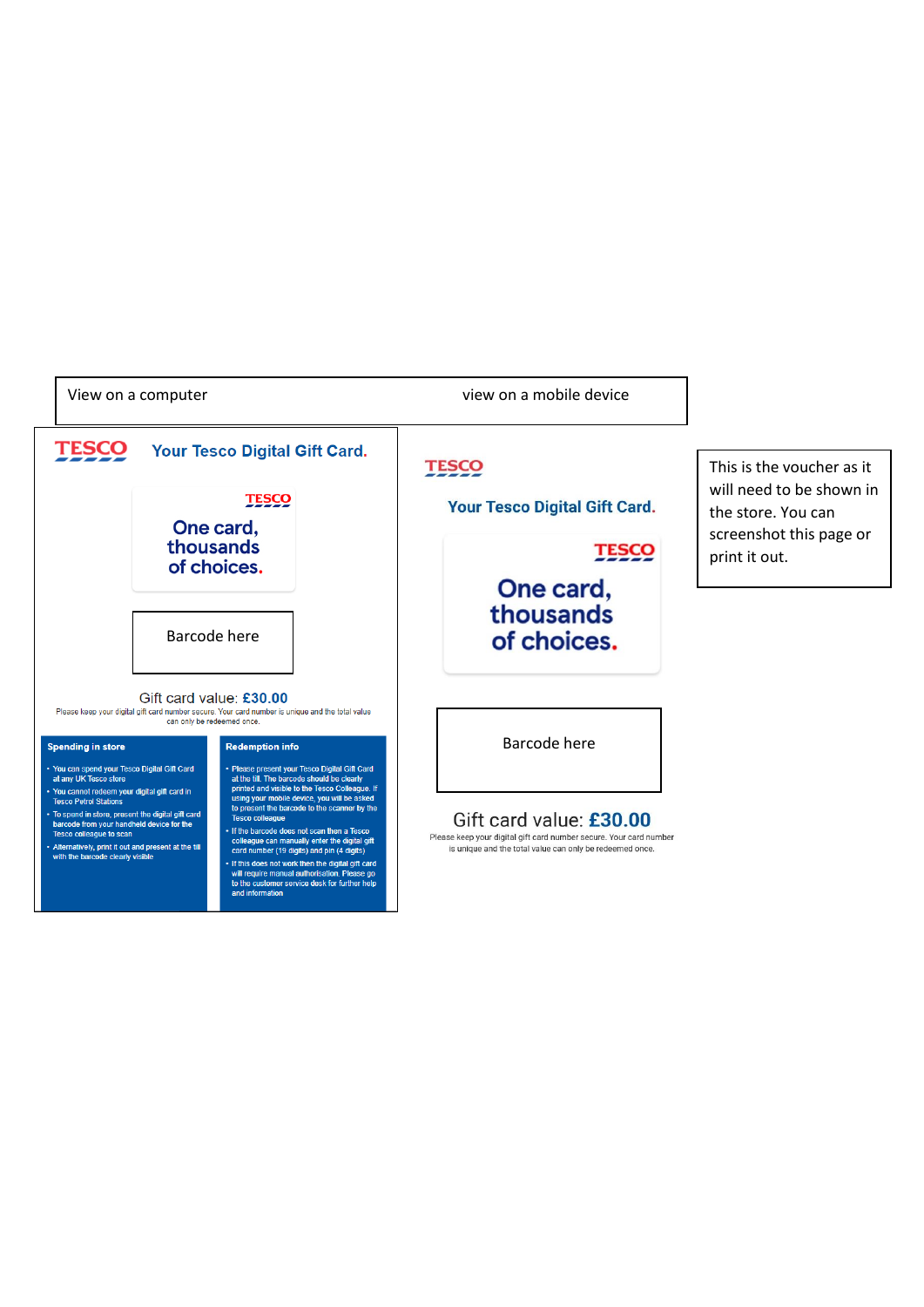| View on a computer | view on a mobile device |
| --- | --- |

**TESCO**

**Your Tesco Digital Gift Card.**

TESCO

**One card, thousands of choices.**

Barcode here

Gift card value: **£30.00**

Please keep your digital gift card number secure. Your card number is unique and the total value can only be redeemed once.

**Spending in store**

- You can spend your Tesco Digital Gift Card at any UK Tesco store
- You cannot redeem your digital gift card in Tesco Petrol Stations
- To spend in store, present the digital gift card barcode from your handheld device for the Tesco colleague to scan
- Alternatively, print it out and present at the till with the barcode clearly visible

**Redemption info**

- Please present your Tesco Digital Gift Card at the till. The barcode should be clearly printed and visible to the Tesco Colleague. If using your mobile device, you will be asked to present the barcode to the scanner by the Tesco colleague
- If the barcode does not scan then a Tesco colleague can manually enter the digital gift card number (19 digits) and pin (4 digits)
- If this does not work then the digital gift card will require manual authorisation. Please go to the customer service desk for further help and information

**TESCO**

**Your Tesco Digital Gift Card.**

TESCO

**One card, thousands of choices.**

Barcode here

Gift card value: **£30.00**

Please keep your digital gift card number secure. Your card number is unique and the total value can only be redeemed once.

This is the voucher as it will need to be shown in the store. You can screenshot this page or print it out.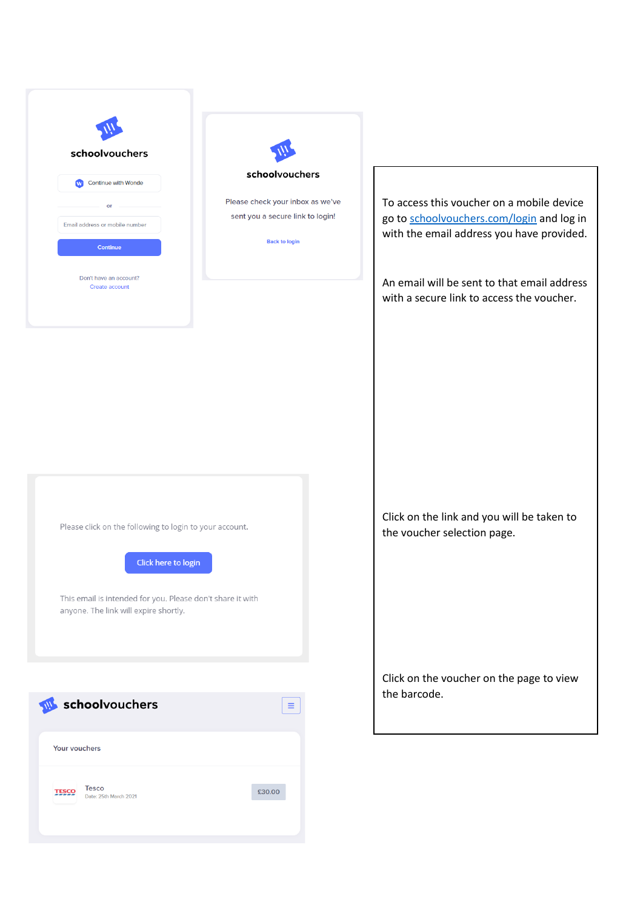schoolvouchers

Continue with Wonde

or

Email address or mobile number

Continue

Don't have an account?
Create account

schoolvouchers

Please check your inbox as we've sent you a secure link to login!

Back to login

To access this voucher on a mobile device go to schoolvouchers.com/login and log in with the email address you have provided.

An email will be sent to that email address with a secure link to access the voucher.

Please click on the following to login to your account.

Click here to login

This email is intended for you. Please don't share it with anyone. The link will expire shortly.

Click on the link and you will be taken to the voucher selection page.

schoolvouchers

Your vouchers

TESCO Tesco
Date: 25th March 2021
£30.00

Click on the voucher on the page to view the barcode.